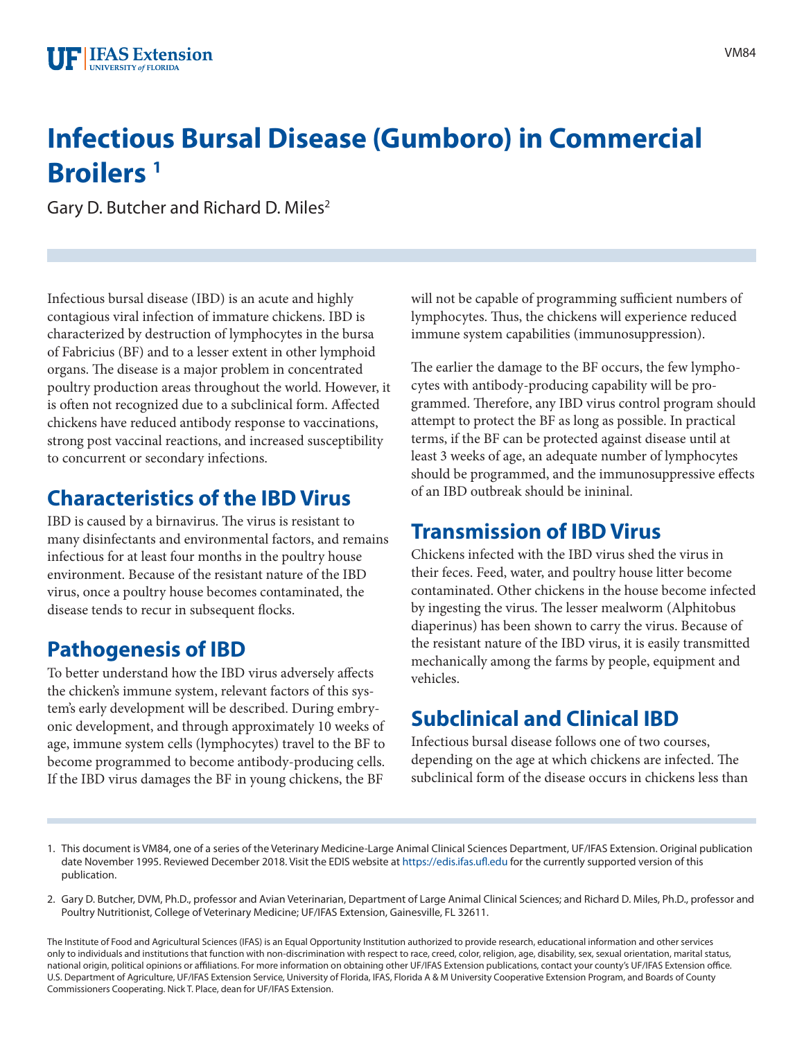# Infectious Bursal Disease (Gumboro) in Commercial Broilers [1]

Gary D. Butcher and Richard D. Miles[2]

Infectious bursal disease (IBD) is an acute and highly contagious viral infection of immature chickens. IBD is characterized by destruction of lymphocytes in the bursa of Fabricius (BF) and to a lesser extent in other lymphoid organs. The disease is a major problem in concentrated poultry production areas throughout the world. However, it is often not recognized due to a subclinical form. Affected chickens have reduced antibody response to vaccinations, strong post vaccinal reactions, and increased susceptibility to concurrent or secondary infections.

## Characteristics of the IBD Virus

IBD is caused by a birnavirus. The virus is resistant to many disinfectants and environmental factors, and remains infectious for at least four months in the poultry house environment. Because of the resistant nature of the IBD virus, once a poultry house becomes contaminated, the disease tends to recur in subsequent flocks.

## Pathogenesis of IBD

To better understand how the IBD virus adversely affects the chicken's immune system, relevant factors of this system's early development will be described. During embryonic development, and through approximately 10 weeks of age, immune system cells (lymphocytes) travel to the BF to become programmed to become antibody-producing cells. If the IBD virus damages the BF in young chickens, the BF will not be capable of programming sufficient numbers of lymphocytes. Thus, the chickens will experience reduced immune system capabilities (immunosuppression).

The earlier the damage to the BF occurs, the few lymphocytes with antibody-producing capability will be programmed. Therefore, any IBD virus control program should attempt to protect the BF as long as possible. In practical terms, if the BF can be protected against disease until at least 3 weeks of age, an adequate number of lymphocytes should be programmed, and the immunosuppressive effects of an IBD outbreak should be inininal.

## Transmission of IBD Virus

Chickens infected with the IBD virus shed the virus in their feces. Feed, water, and poultry house litter become contaminated. Other chickens in the house become infected by ingesting the virus. The lesser mealworm (Alphitobus diaperinus) has been shown to carry the virus. Because of the resistant nature of the IBD virus, it is easily transmitted mechanically among the farms by people, equipment and vehicles.

## Subclinical and Clinical IBD

Infectious bursal disease follows one of two courses, depending on the age at which chickens are infected. The subclinical form of the disease occurs in chickens less than

1. This document is VM84, one of a series of the Veterinary Medicine-Large Animal Clinical Sciences Department, UF/IFAS Extension. Original publication date November 1995. Reviewed December 2018. Visit the EDIS website at https://edis.ifas.ufl.edu for the currently supported version of this publication.

2. Gary D. Butcher, DVM, Ph.D., professor and Avian Veterinarian, Department of Large Animal Clinical Sciences; and Richard D. Miles, Ph.D., professor and Poultry Nutritionist, College of Veterinary Medicine; UF/IFAS Extension, Gainesville, FL 32611.

The Institute of Food and Agricultural Sciences (IFAS) is an Equal Opportunity Institution authorized to provide research, educational information and other services only to individuals and institutions that function with non-discrimination with respect to race, creed, color, religion, age, disability, sex, sexual orientation, marital status, national origin, political opinions or affiliations. For more information on obtaining other UF/IFAS Extension publications, contact your county's UF/IFAS Extension office. U.S. Department of Agriculture, UF/IFAS Extension Service, University of Florida, IFAS, Florida A & M University Cooperative Extension Program, and Boards of County Commissioners Cooperating. Nick T. Place, dean for UF/IFAS Extension.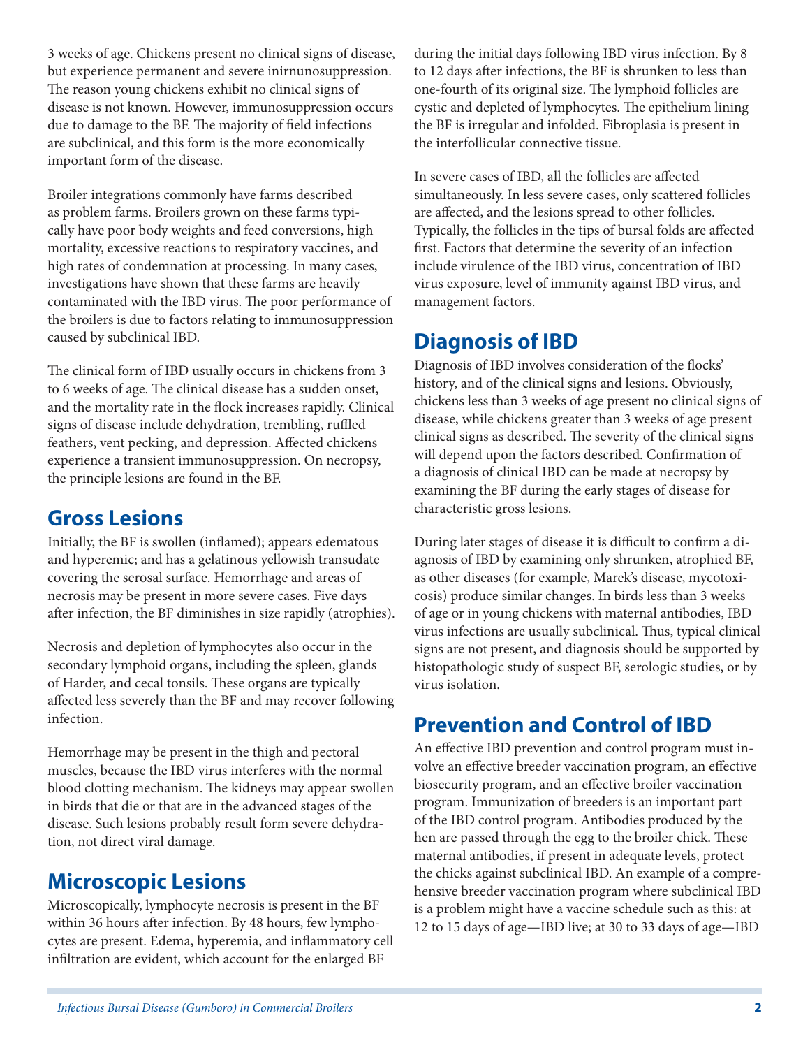3 weeks of age. Chickens present no clinical signs of disease, but experience permanent and severe inirnunosuppression. The reason young chickens exhibit no clinical signs of disease is not known. However, immunosuppression occurs due to damage to the BF. The majority of field infections are subclinical, and this form is the more economically important form of the disease.

Broiler integrations commonly have farms described as problem farms. Broilers grown on these farms typically have poor body weights and feed conversions, high mortality, excessive reactions to respiratory vaccines, and high rates of condemnation at processing. In many cases, investigations have shown that these farms are heavily contaminated with the IBD virus. The poor performance of the broilers is due to factors relating to immunosuppression caused by subclinical IBD.

The clinical form of IBD usually occurs in chickens from 3 to 6 weeks of age. The clinical disease has a sudden onset, and the mortality rate in the flock increases rapidly. Clinical signs of disease include dehydration, trembling, ruffled feathers, vent pecking, and depression. Affected chickens experience a transient immunosuppression. On necropsy, the principle lesions are found in the BF.

## Gross Lesions

Initially, the BF is swollen (inflamed); appears edematous and hyperemic; and has a gelatinous yellowish transudate covering the serosal surface. Hemorrhage and areas of necrosis may be present in more severe cases. Five days after infection, the BF diminishes in size rapidly (atrophies).

Necrosis and depletion of lymphocytes also occur in the secondary lymphoid organs, including the spleen, glands of Harder, and cecal tonsils. These organs are typically affected less severely than the BF and may recover following infection.

Hemorrhage may be present in the thigh and pectoral muscles, because the IBD virus interferes with the normal blood clotting mechanism. The kidneys may appear swollen in birds that die or that are in the advanced stages of the disease. Such lesions probably result form severe dehydration, not direct viral damage.

## Microscopic Lesions

Microscopically, lymphocyte necrosis is present in the BF within 36 hours after infection. By 48 hours, few lymphocytes are present. Edema, hyperemia, and inflammatory cell infiltration are evident, which account for the enlarged BF during the initial days following IBD virus infection. By 8 to 12 days after infections, the BF is shrunken to less than one-fourth of its original size. The lymphoid follicles are cystic and depleted of lymphocytes. The epithelium lining the BF is irregular and infolded. Fibroplasia is present in the interfollicular connective tissue.

In severe cases of IBD, all the follicles are affected simultaneously. In less severe cases, only scattered follicles are affected, and the lesions spread to other follicles. Typically, the follicles in the tips of bursal folds are affected first. Factors that determine the severity of an infection include virulence of the IBD virus, concentration of IBD virus exposure, level of immunity against IBD virus, and management factors.

## Diagnosis of IBD

Diagnosis of IBD involves consideration of the flocks' history, and of the clinical signs and lesions. Obviously, chickens less than 3 weeks of age present no clinical signs of disease, while chickens greater than 3 weeks of age present clinical signs as described. The severity of the clinical signs will depend upon the factors described. Confirmation of a diagnosis of clinical IBD can be made at necropsy by examining the BF during the early stages of disease for characteristic gross lesions.

During later stages of disease it is difficult to confirm a diagnosis of IBD by examining only shrunken, atrophied BF, as other diseases (for example, Marek's disease, mycotoxicosis) produce similar changes. In birds less than 3 weeks of age or in young chickens with maternal antibodies, IBD virus infections are usually subclinical. Thus, typical clinical signs are not present, and diagnosis should be supported by histopathologic study of suspect BF, serologic studies, or by virus isolation.

## Prevention and Control of IBD

An effective IBD prevention and control program must involve an effective breeder vaccination program, an effective biosecurity program, and an effective broiler vaccination program. Immunization of breeders is an important part of the IBD control program. Antibodies produced by the hen are passed through the egg to the broiler chick. These maternal antibodies, if present in adequate levels, protect the chicks against subclinical IBD. An example of a comprehensive breeder vaccination program where subclinical IBD is a problem might have a vaccine schedule such as this: at 12 to 15 days of age—IBD live; at 30 to 33 days of age—IBD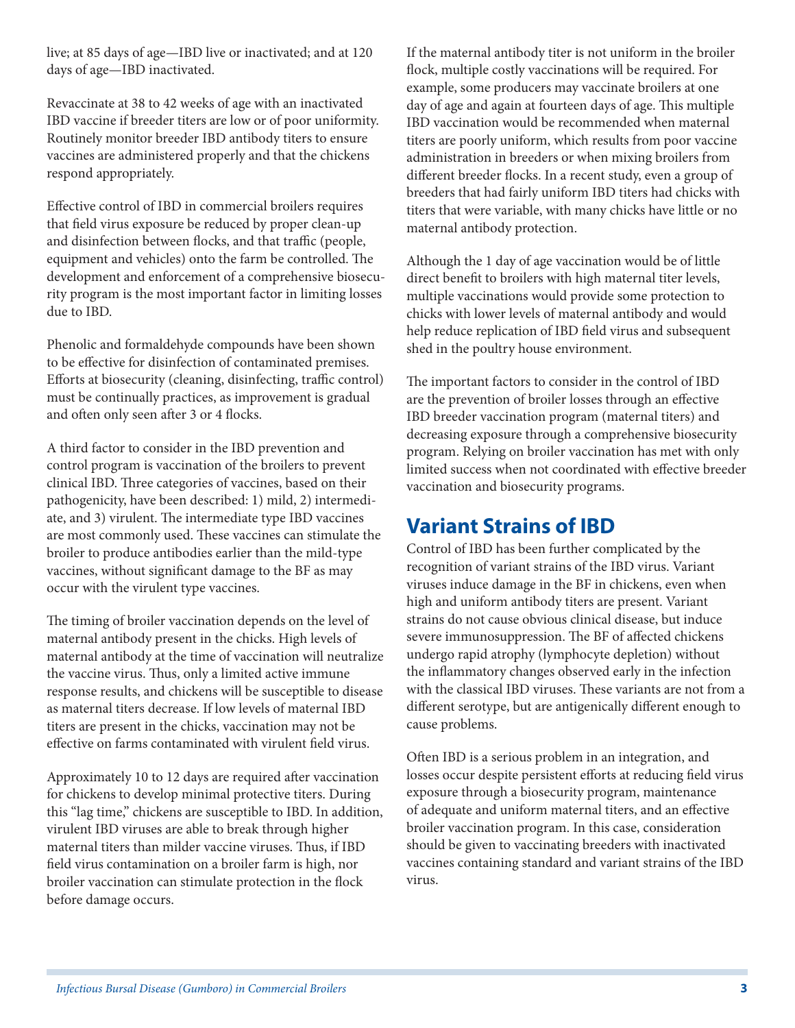live; at 85 days of age—IBD live or inactivated; and at 120 days of age—IBD inactivated.

Revaccinate at 38 to 42 weeks of age with an inactivated IBD vaccine if breeder titers are low or of poor uniformity. Routinely monitor breeder IBD antibody titers to ensure vaccines are administered properly and that the chickens respond appropriately.

Effective control of IBD in commercial broilers requires that field virus exposure be reduced by proper clean-up and disinfection between flocks, and that traffic (people, equipment and vehicles) onto the farm be controlled. The development and enforcement of a comprehensive biosecurity program is the most important factor in limiting losses due to IBD.

Phenolic and formaldehyde compounds have been shown to be effective for disinfection of contaminated premises. Efforts at biosecurity (cleaning, disinfecting, traffic control) must be continually practices, as improvement is gradual and often only seen after 3 or 4 flocks.

A third factor to consider in the IBD prevention and control program is vaccination of the broilers to prevent clinical IBD. Three categories of vaccines, based on their pathogenicity, have been described: 1) mild, 2) intermediate, and 3) virulent. The intermediate type IBD vaccines are most commonly used. These vaccines can stimulate the broiler to produce antibodies earlier than the mild-type vaccines, without significant damage to the BF as may occur with the virulent type vaccines.

The timing of broiler vaccination depends on the level of maternal antibody present in the chicks. High levels of maternal antibody at the time of vaccination will neutralize the vaccine virus. Thus, only a limited active immune response results, and chickens will be susceptible to disease as maternal titers decrease. If low levels of maternal IBD titers are present in the chicks, vaccination may not be effective on farms contaminated with virulent field virus.

Approximately 10 to 12 days are required after vaccination for chickens to develop minimal protective titers. During this "lag time," chickens are susceptible to IBD. In addition, virulent IBD viruses are able to break through higher maternal titers than milder vaccine viruses. Thus, if IBD field virus contamination on a broiler farm is high, nor broiler vaccination can stimulate protection in the flock before damage occurs.

If the maternal antibody titer is not uniform in the broiler flock, multiple costly vaccinations will be required. For example, some producers may vaccinate broilers at one day of age and again at fourteen days of age. This multiple IBD vaccination would be recommended when maternal titers are poorly uniform, which results from poor vaccine administration in breeders or when mixing broilers from different breeder flocks. In a recent study, even a group of breeders that had fairly uniform IBD titers had chicks with titers that were variable, with many chicks have little or no maternal antibody protection.

Although the 1 day of age vaccination would be of little direct benefit to broilers with high maternal titer levels, multiple vaccinations would provide some protection to chicks with lower levels of maternal antibody and would help reduce replication of IBD field virus and subsequent shed in the poultry house environment.

The important factors to consider in the control of IBD are the prevention of broiler losses through an effective IBD breeder vaccination program (maternal titers) and decreasing exposure through a comprehensive biosecurity program. Relying on broiler vaccination has met with only limited success when not coordinated with effective breeder vaccination and biosecurity programs.

## Variant Strains of IBD

Control of IBD has been further complicated by the recognition of variant strains of the IBD virus. Variant viruses induce damage in the BF in chickens, even when high and uniform antibody titers are present. Variant strains do not cause obvious clinical disease, but induce severe immunosuppression. The BF of affected chickens undergo rapid atrophy (lymphocyte depletion) without the inflammatory changes observed early in the infection with the classical IBD viruses. These variants are not from a different serotype, but are antigenically different enough to cause problems.

Often IBD is a serious problem in an integration, and losses occur despite persistent efforts at reducing field virus exposure through a biosecurity program, maintenance of adequate and uniform maternal titers, and an effective broiler vaccination program. In this case, consideration should be given to vaccinating breeders with inactivated vaccines containing standard and variant strains of the IBD virus.